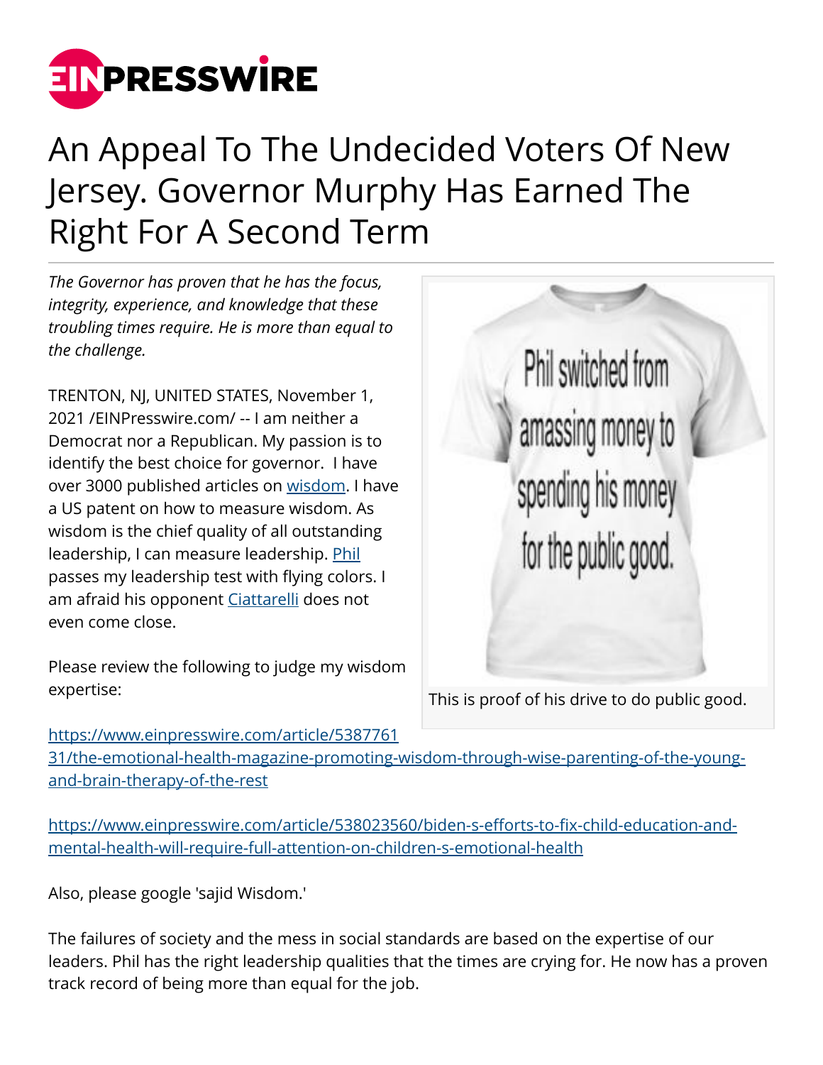# An Appeal To The Undecided Voters Of New Jersey. Governor Murphy Has Earned The Right For A Second Term

*The Governor has proven that he has the focus, integrity, experience, and knowledge that these troubling times require. He is more than equal to the challenge.*

TRENTON, NJ, UNITED STATES, November 1, 2021 /EINPresswire.com/ -- I am neither a Democrat nor a Republican. My passion is to identify the best choice for governor. I have over 3000 published articles on wisdom. I have a US patent on how to measure wisdom. As wisdom is the chief quality of all outstanding leadership, I can measure leadership. Phil passes my leadership test with flying colors. I am afraid his opponent Ciattarelli does not even come close.

This is proof of his drive to do public good.

Please review the following to judge my wisdom expertise:

https://www.einpresswire.com/article/538776131/the-emotional-health-magazine-promoting-wisdom-through-wise-parenting-of-the-young-and-brain-therapy-of-the-rest

https://www.einpresswire.com/article/538023560/biden-s-efforts-to-fix-child-education-and-mental-health-will-require-full-attention-on-children-s-emotional-health

Also, please google 'sajid Wisdom.'

The failures of society and the mess in social standards are based on the expertise of our leaders. Phil has the right leadership qualities that the times are crying for. He now has a proven track record of being more than equal for the job.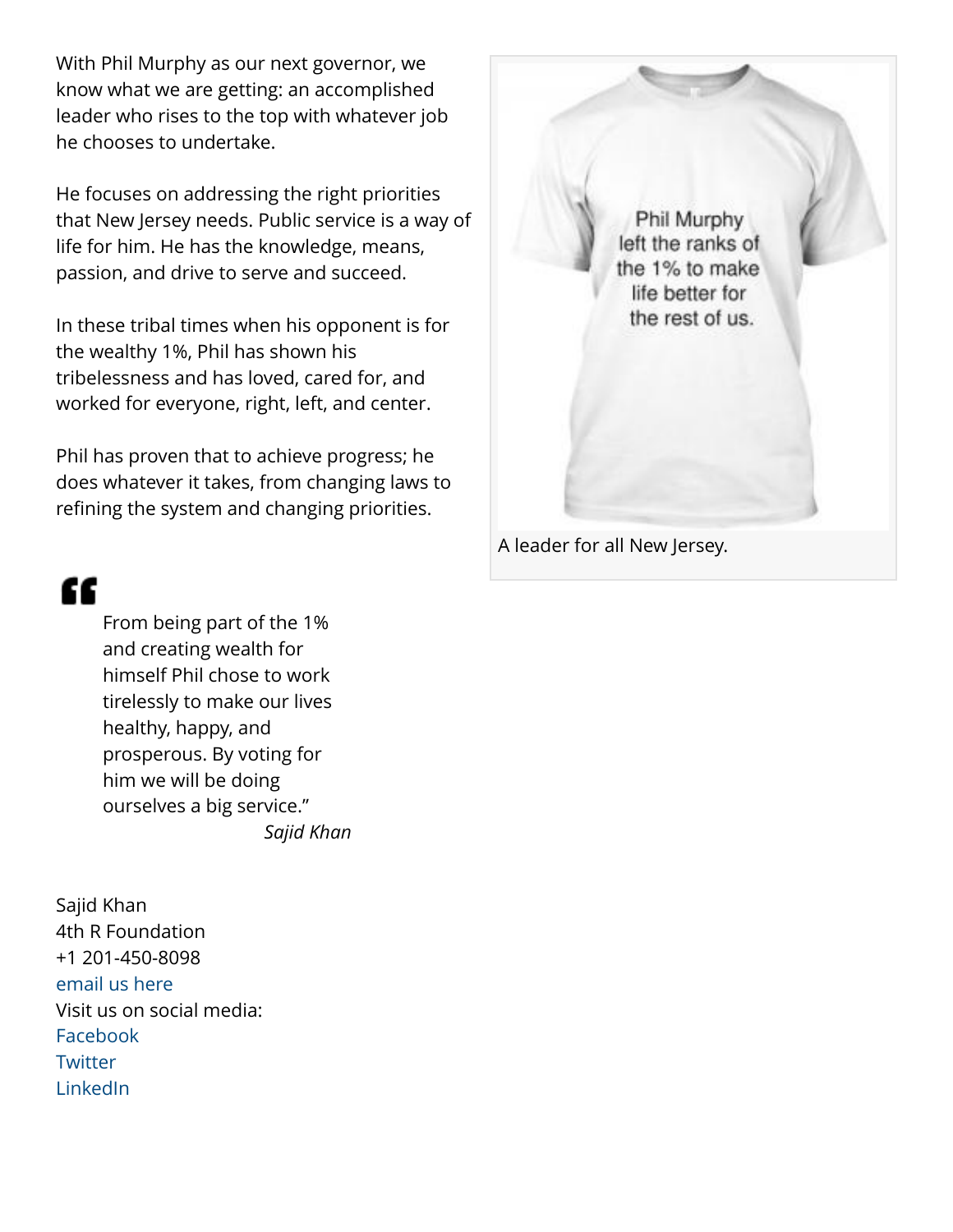With Phil Murphy as our next governor, we know what we are getting: an accomplished leader who rises to the top with whatever job he chooses to undertake.

He focuses on addressing the right priorities that New Jersey needs. Public service is a way of life for him. He has the knowledge, means, passion, and drive to serve and succeed.

In these tribal times when his opponent is for the wealthy 1%, Phil has shown his tribelessness and has loved, cared for, and worked for everyone, right, left, and center.

Phil has proven that to achieve progress; he does whatever it takes, from changing laws to refining the system and changing priorities.

Phil Murphy left the ranks of the 1% to make life better for the rest of us.

A leader for all New Jersey.

> From being part of the 1% and creating wealth for himself Phil chose to work tirelessly to make our lives healthy, happy, and prosperous. By voting for him we will be doing ourselves a big service."
>
> *Sajid Khan*

Sajid Khan
4th R Foundation
+1 201-450-8098
email us here
Visit us on social media:
Facebook
Twitter
LinkedIn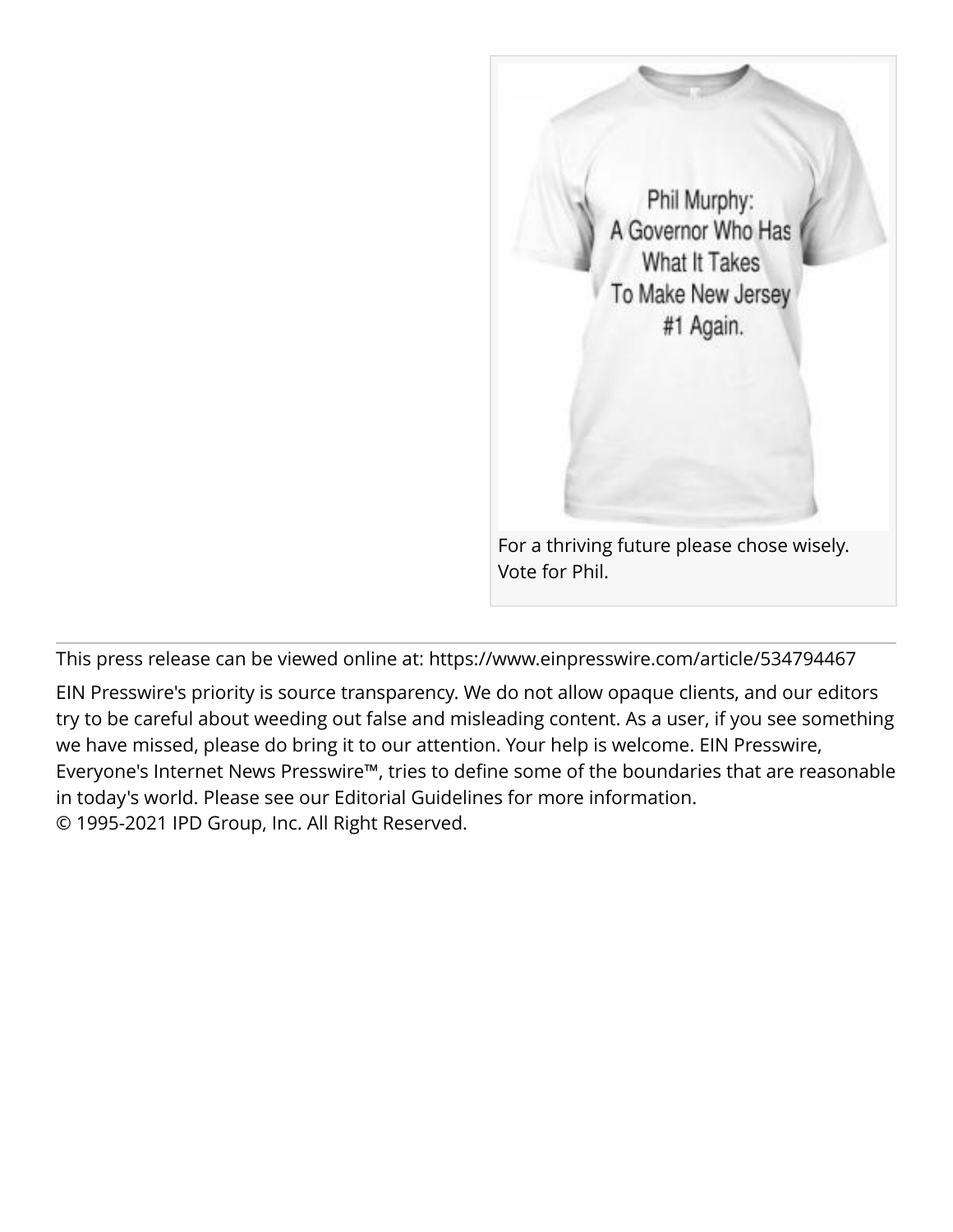For a thriving future please chose wisely. Vote for Phil.

---

This press release can be viewed online at: https://www.einpresswire.com/article/534794467

EIN Presswire's priority is source transparency. We do not allow opaque clients, and our editors try to be careful about weeding out false and misleading content. As a user, if you see something we have missed, please do bring it to our attention. Your help is welcome. EIN Presswire, Everyone's Internet News Presswire™, tries to define some of the boundaries that are reasonable in today's world. Please see our Editorial Guidelines for more information.
© 1995-2021 IPD Group, Inc. All Right Reserved.